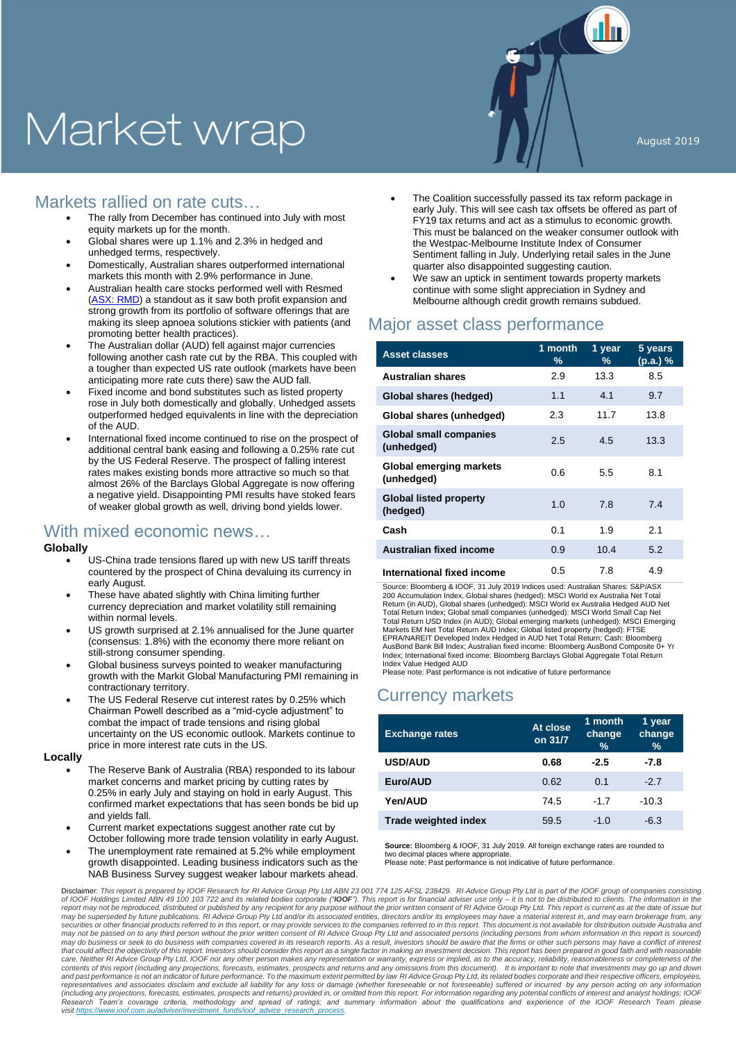# Market wrap

August 2019

## Markets rallied on rate cuts…

- The rally from December has continued into July with most equity markets up for the month.
- Global shares were up 1.1% and 2.3% in hedged and unhedged terms, respectively.
- Domestically, Australian shares outperformed international markets this month with 2.9% performance in June.
- Australian health care stocks performed well with Resmed (ASX: RMD) a standout as it saw both profit expansion and strong growth from its portfolio of software offerings that are making its sleep apnoea solutions stickier with patients (and promoting better health practices).
- The Australian dollar (AUD) fell against major currencies following another cash rate cut by the RBA. This coupled with a tougher than expected US rate outlook (markets have been anticipating more rate cuts there) saw the AUD fall.
- Fixed income and bond substitutes such as listed property rose in July both domestically and globally. Unhedged assets outperformed hedged equivalents in line with the depreciation of the AUD.
- International fixed income continued to rise on the prospect of additional central bank easing and following a 0.25% rate cut by the US Federal Reserve. The prospect of falling interest rates makes existing bonds more attractive so much so that almost 26% of the Barclays Global Aggregate is now offering a negative yield. Disappointing PMI results have stoked fears of weaker global growth as well, driving bond yields lower.

## With mixed economic news…

**Globally**

- US-China trade tensions flared up with new US tariff threats countered by the prospect of China devaluing its currency in early August.
- These have abated slightly with China limiting further currency depreciation and market volatility still remaining within normal levels.
- US growth surprised at 2.1% annualised for the June quarter (consensus: 1.8%) with the economy there more reliant on still-strong consumer spending.
- Global business surveys pointed to weaker manufacturing growth with the Markit Global Manufacturing PMI remaining in contractionary territory.
- The US Federal Reserve cut interest rates by 0.25% which Chairman Powell described as a "mid-cycle adjustment" to combat the impact of trade tensions and rising global uncertainty on the US economic outlook. Markets continue to price in more interest rate cuts in the US.

**Locally**

- The Reserve Bank of Australia (RBA) responded to its labour market concerns and market pricing by cutting rates by 0.25% in early July and staying on hold in early August. This confirmed market expectations that has seen bonds be bid up and yields fall.
- Current market expectations suggest another rate cut by October following more trade tension volatility in early August.
- The unemployment rate remained at 5.2% while employment growth disappointed. Leading business indicators such as the NAB Business Survey suggest weaker labour markets ahead.
- The Coalition successfully passed its tax reform package in early July. This will see cash tax offsets be offered as part of FY19 tax returns and act as a stimulus to economic growth. This must be balanced on the weaker consumer outlook with the Westpac-Melbourne Institute Index of Consumer Sentiment falling in July. Underlying retail sales in the June quarter also disappointed suggesting caution.
- We saw an uptick in sentiment towards property markets continue with some slight appreciation in Sydney and Melbourne although credit growth remains subdued.

## Major asset class performance

| Asset classes | 1 month % | 1 year % | 5 years (p.a.) % |
|---|---|---|---|
| **Australian shares** | 2.9 | 13.3 | 8.5 |
| **Global shares (hedged)** | 1.1 | 4.1 | 9.7 |
| **Global shares (unhedged)** | 2.3 | 11.7 | 13.8 |
| **Global small companies (unhedged)** | 2.5 | 4.5 | 13.3 |
| **Global emerging markets (unhedged)** | 0.6 | 5.5 | 8.1 |
| **Global listed property (hedged)** | 1.0 | 7.8 | 7.4 |
| **Cash** | 0.1 | 1.9 | 2.1 |
| **Australian fixed income** | 0.9 | 10.4 | 5.2 |
| **International fixed income** | 0.5 | 7.8 | 4.9 |

Source: Bloomberg & IOOF, 31 July 2019 Indices used: Australian Shares: S&P/ASX 200 Accumulation Index, Global shares (hedged): MSCI World ex Australia Net Total Return (in AUD), Global shares (unhedged): MSCI World ex Australia Hedged AUD Net Total Return Index; Global small companies (unhedged): MSCI World Small Cap Net Total Return USD Index (in AUD); Global emerging markets (unhedged): MSCI Emerging Markets EM Net Total Return AUD Index; Global listed property (hedged): FTSE EPRA/NAREIT Developed Index Hedged in AUD Net Total Return; Cash: Bloomberg AusBond Bank Bill Index; Australian fixed income: Bloomberg AusBond Composite 0+ Yr Index; International fixed income: Bloomberg Barclays Global Aggregate Total Return Index Value Hedged AUD
Please note: Past performance is not indicative of future performance

## Currency markets

| Exchange rates | At close on 31/7 | 1 month change % | 1 year change % |
|---|---|---|---|
| **USD/AUD** | **0.68** | **-2.5** | **-7.8** |
| **Euro/AUD** | 0.62 | 0.1 | -2.7 |
| **Yen/AUD** | 74.5 | -1.7 | -10.3 |
| **Trade weighted index** | 59.5 | -1.0 | -6.3 |

**Source:** Bloomberg & IOOF, 31 July 2019. All foreign exchange rates are rounded to two decimal places where appropriate.
Please note: Past performance is not indicative of future performance.

Disclaimer: *This report is prepared by IOOF Research for RI Advice Group Pty Ltd ABN 23 001 774 125 AFSL 238429. RI Advice Group Pty Ltd is part of the IOOF group of companies consisting of IOOF Holdings Limited ABN 49 100 103 722 and its related bodies corporate ("**IOOF**"). This report is for financial adviser use only – it is not to be distributed to clients. The information in the report may not be reproduced, distributed or published by any recipient for any purpose without the prior written consent of RI Advice Group Pty Ltd. This report is current as at the date of issue but may be superseded by future publications. RI Advice Group Pty Ltd and/or its associated entities, directors and/or its employees may have a material interest in, and may earn brokerage from, any securities or other financial products referred to in this report, or may provide services to the companies referred to in this report. This document is not available for distribution outside Australia and may not be passed on to any third person without the prior written consent of RI Advice Group Pty Ltd and associated persons (including persons from whom information in this report is sourced) may do business or seek to do business with companies covered in its research reports. As a result, investors should be aware that the firms or other such persons may have a conflict of interest that could affect the objectivity of this report. Investors should consider this report as a single factor in making an investment decision. This report has been prepared in good faith and with reasonable care. Neither RI Advice Group Pty Ltd, IOOF nor any other person makes any representation or warranty, express or implied, as to the accuracy, reliability, reasonableness or completeness of the contents of this report (including any projections, forecasts, estimates, prospects and returns and any omissions from this document). It is important to note that investments may go up and down and past performance is not an indicator of future performance. To the maximum extent permitted by law RI Advice Group Pty Ltd, its related bodies corporate and their respective officers, employees, representatives and associates disclaim and exclude all liability for any loss or damage (whether foreseeable or not foreseeable) suffered or incurred by any person acting on any information (including any projections, forecasts, estimates, prospects and returns) provided in, or omitted from this report. For information regarding any potential conflicts of interest and analyst holdings; IOOF Research Team's coverage criteria, methodology and spread of ratings; and summary information about the qualifications and experience of the IOOF Research Team please visit https://www.ioof.com.au/adviser/investment_funds/ioof_advice_research_process.*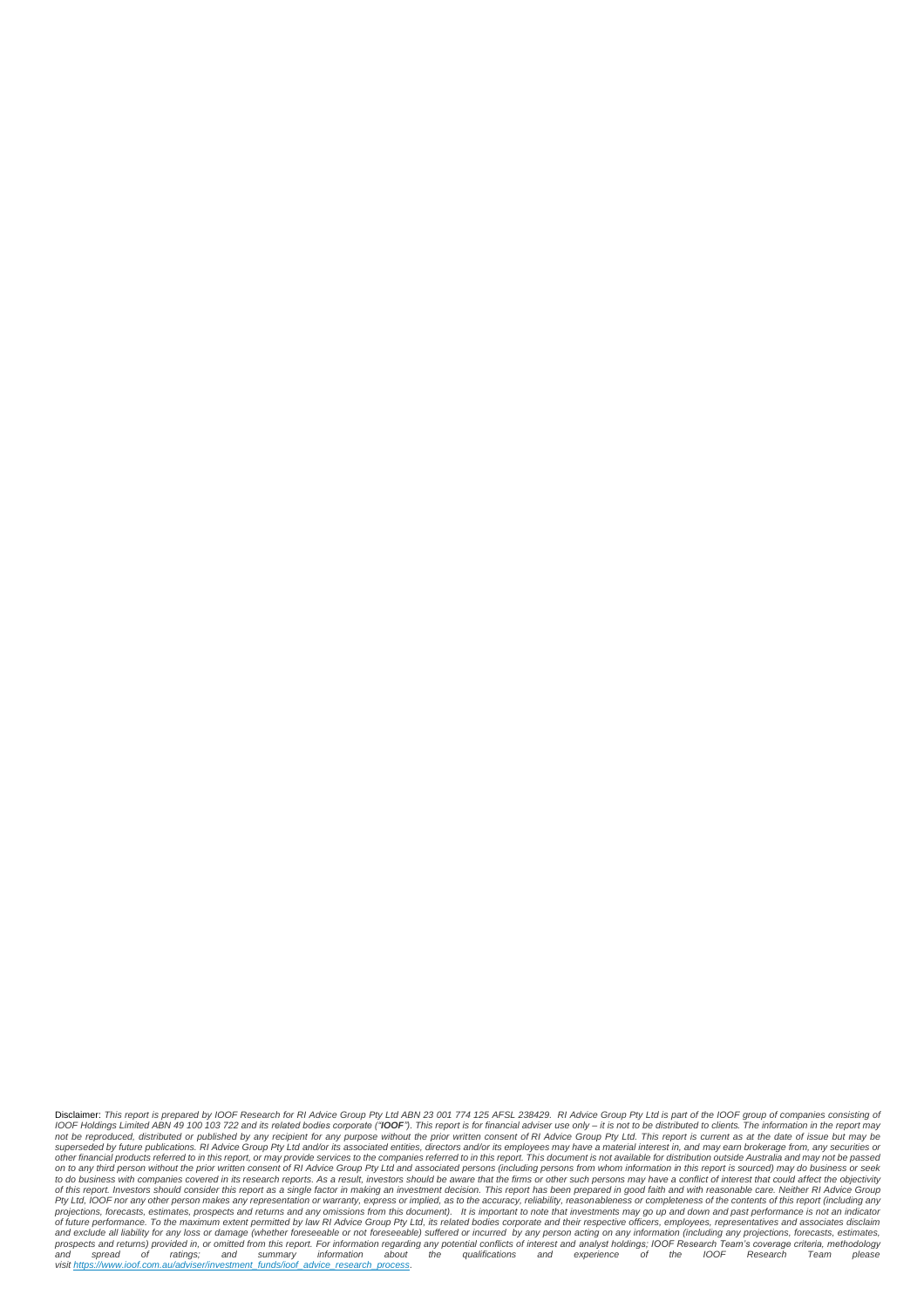Disclaimer: *This report is prepared by IOOF Research for RI Advice Group Pty Ltd ABN 23 001 774 125 AFSL 238429. RI Advice Group Pty Ltd is part of the IOOF group of companies consisting of IOOF Holdings Limited ABN 49 100 103 722 and its related bodies corporate ("**IOOF**"). This report is for financial adviser use only – it is not to be distributed to clients. The information in the report may not be reproduced, distributed or published by any recipient for any purpose without the prior written consent of RI Advice Group Pty Ltd. This report is current as at the date of issue but may be superseded by future publications. RI Advice Group Pty Ltd and/or its associated entities, directors and/or its employees may have a material interest in, and may earn brokerage from, any securities or other financial products referred to in this report, or may provide services to the companies referred to in this report. This document is not available for distribution outside Australia and may not be passed on to any third person without the prior written consent of RI Advice Group Pty Ltd and associated persons (including persons from whom information in this report is sourced) may do business or seek to do business with companies covered in its research reports. As a result, investors should be aware that the firms or other such persons may have a conflict of interest that could affect the objectivity of this report. Investors should consider this report as a single factor in making an investment decision. This report has been prepared in good faith and with reasonable care. Neither RI Advice Group Pty Ltd, IOOF nor any other person makes any representation or warranty, express or implied, as to the accuracy, reliability, reasonableness or completeness of the contents of this report (including any projections, forecasts, estimates, prospects and returns and any omissions from this document). It is important to note that investments may go up and down and past performance is not an indicator of future performance. To the maximum extent permitted by law RI Advice Group Pty Ltd, its related bodies corporate and their respective officers, employees, representatives and associates disclaim and exclude all liability for any loss or damage (whether foreseeable or not foreseeable) suffered or incurred by any person acting on any information (including any projections, forecasts, estimates, prospects and returns) provided in, or omitted from this report. For information regarding any potential conflicts of interest and analyst holdings; IOOF Research Team's coverage criteria, methodology and spread of ratings; and summary information about the qualifications and experience of the IOOF Research Team please visit [https://www.ioof.com.au/adviser/investment_funds/ioof_advice_research_process](https://www.ioof.com.au/adviser/investment_funds/ioof_advice_research_process).*